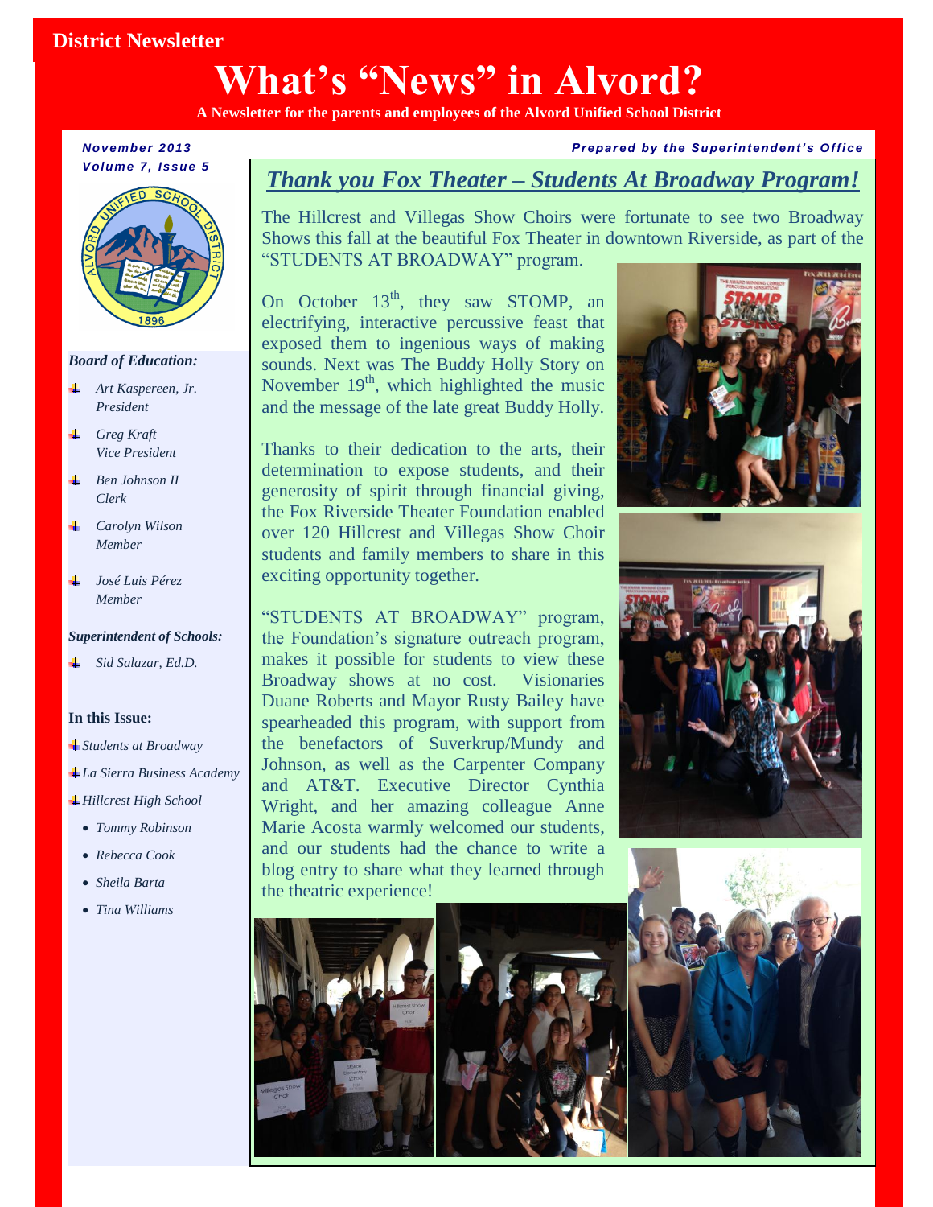District Newsletter

# What's "News" in Alvord?

**A Newsletter for the parents and employees of the Alvord Unified School District**

*November 2013*
*Volume 7, Issue 5*

*Prepared by the Superintendent's Office*

***Board of Education:***

- *Art Kaspereen, Jr.*
  *President*
- *Greg Kraft*
  *Vice President*
- *Ben Johnson II*
  *Clerk*
- *Carolyn Wilson*
  *Member*
- *José Luis Pérez*
  *Member*

***Superintendent of Schools:***

- *Sid Salazar, Ed.D.*

**In this Issue:**

- *Students at Broadway*
- *La Sierra Business Academy*
- *Hillcrest High School*
  - *Tommy Robinson*
  - *Rebecca Cook*
  - *Sheila Barta*
  - *Tina Williams*

## *Thank you Fox Theater – Students At Broadway Program!*

The Hillcrest and Villegas Show Choirs were fortunate to see two Broadway Shows this fall at the beautiful Fox Theater in downtown Riverside, as part of the "STUDENTS AT BROADWAY" program.

On October 13th, they saw STOMP, an electrifying, interactive percussive feast that exposed them to ingenious ways of making sounds. Next was The Buddy Holly Story on November 19th, which highlighted the music and the message of the late great Buddy Holly.

Thanks to their dedication to the arts, their determination to expose students, and their generosity of spirit through financial giving, the Fox Riverside Theater Foundation enabled over 120 Hillcrest and Villegas Show Choir students and family members to share in this exciting opportunity together.

"STUDENTS AT BROADWAY" program, the Foundation's signature outreach program, makes it possible for students to view these Broadway shows at no cost. Visionaries Duane Roberts and Mayor Rusty Bailey have spearheaded this program, with support from the benefactors of Suverkrup/Mundy and Johnson, as well as the Carpenter Company and AT&T. Executive Director Cynthia Wright, and her amazing colleague Anne Marie Acosta warmly welcomed our students, and our students had the chance to write a blog entry to share what they learned through the theatric experience!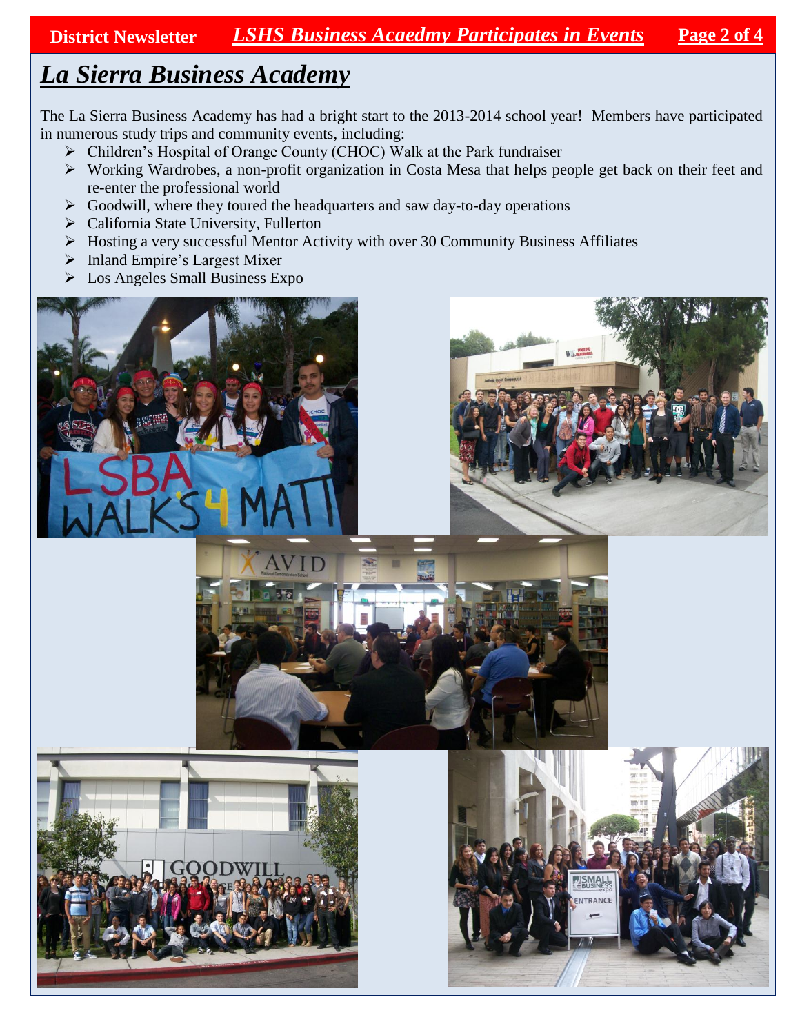# La Sierra Business Academy

The La Sierra Business Academy has had a bright start to the 2013-2014 school year! Members have participated in numerous study trips and community events, including:

- Children's Hospital of Orange County (CHOC) Walk at the Park fundraiser
- Working Wardrobes, a non-profit organization in Costa Mesa that helps people get back on their feet and re-enter the professional world
- Goodwill, where they toured the headquarters and saw day-to-day operations
- California State University, Fullerton
- Hosting a very successful Mentor Activity with over 30 Community Business Affiliates
- Inland Empire's Largest Mixer
- Los Angeles Small Business Expo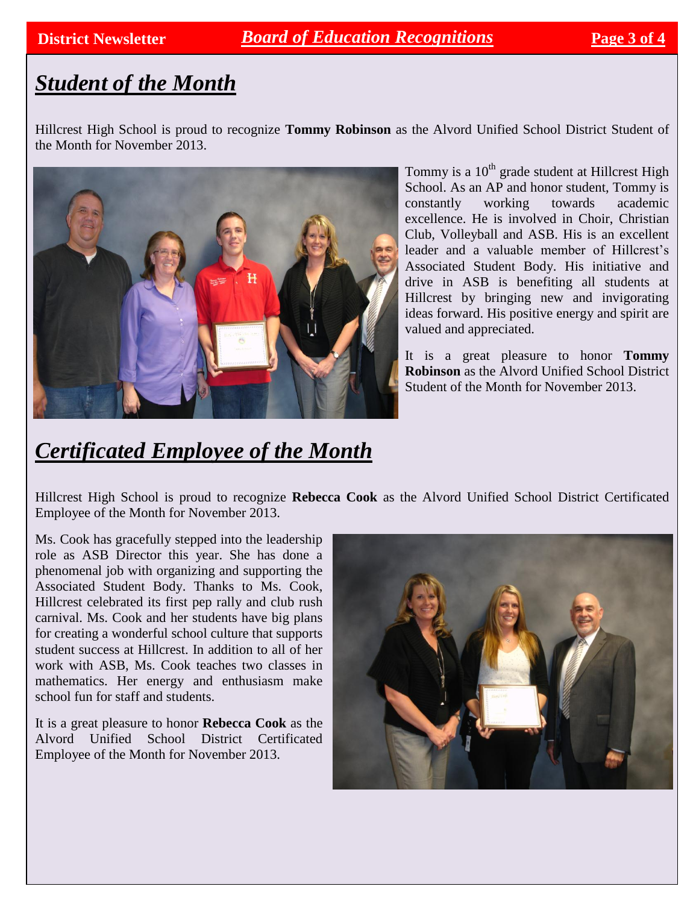# Board of Education Recognitions

## *Student of the Month*

Hillcrest High School is proud to recognize **Tommy Robinson** as the Alvord Unified School District Student of the Month for November 2013.

Tommy is a 10th grade student at Hillcrest High School. As an AP and honor student, Tommy is constantly working towards academic excellence. He is involved in Choir, Christian Club, Volleyball and ASB. His is an excellent leader and a valuable member of Hillcrest's Associated Student Body. His initiative and drive in ASB is benefiting all students at Hillcrest by bringing new and invigorating ideas forward. His positive energy and spirit are valued and appreciated.

It is a great pleasure to honor **Tommy Robinson** as the Alvord Unified School District Student of the Month for November 2013.

## *Certificated Employee of the Month*

Hillcrest High School is proud to recognize **Rebecca Cook** as the Alvord Unified School District Certificated Employee of the Month for November 2013.

Ms. Cook has gracefully stepped into the leadership role as ASB Director this year. She has done a phenomenal job with organizing and supporting the Associated Student Body. Thanks to Ms. Cook, Hillcrest celebrated its first pep rally and club rush carnival. Ms. Cook and her students have big plans for creating a wonderful school culture that supports student success at Hillcrest. In addition to all of her work with ASB, Ms. Cook teaches two classes in mathematics. Her energy and enthusiasm make school fun for staff and students.

It is a great pleasure to honor **Rebecca Cook** as the Alvord Unified School District Certificated Employee of the Month for November 2013.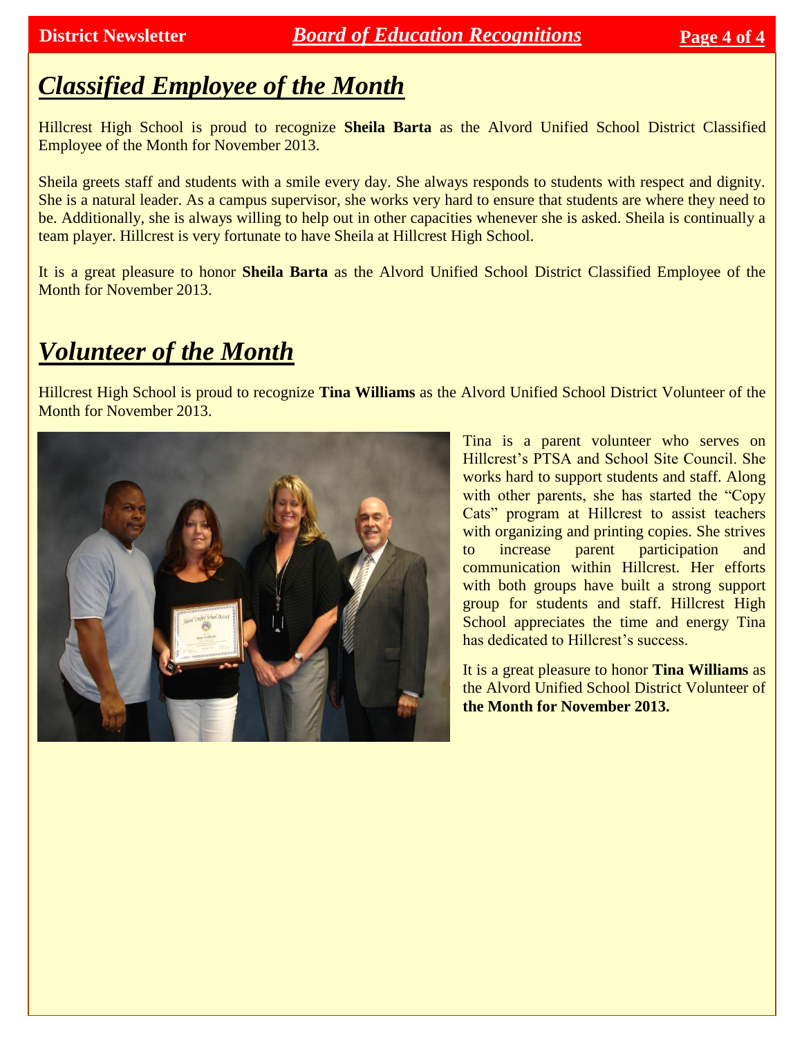## *Classified Employee of the Month*

Hillcrest High School is proud to recognize **Sheila Barta** as the Alvord Unified School District Classified Employee of the Month for November 2013.

Sheila greets staff and students with a smile every day. She always responds to students with respect and dignity. She is a natural leader. As a campus supervisor, she works very hard to ensure that students are where they need to be. Additionally, she is always willing to help out in other capacities whenever she is asked. Sheila is continually a team player. Hillcrest is very fortunate to have Sheila at Hillcrest High School.

It is a great pleasure to honor **Sheila Barta** as the Alvord Unified School District Classified Employee of the Month for November 2013.

## *Volunteer of the Month*

Hillcrest High School is proud to recognize **Tina Williams** as the Alvord Unified School District Volunteer of the Month for November 2013.

Tina is a parent volunteer who serves on Hillcrest's PTSA and School Site Council. She works hard to support students and staff. Along with other parents, she has started the "Copy Cats" program at Hillcrest to assist teachers with organizing and printing copies. She strives to increase parent participation and communication within Hillcrest. Her efforts with both groups have built a strong support group for students and staff. Hillcrest High School appreciates the time and energy Tina has dedicated to Hillcrest's success.

It is a great pleasure to honor **Tina Williams** as the Alvord Unified School District Volunteer of **the Month for November 2013.**